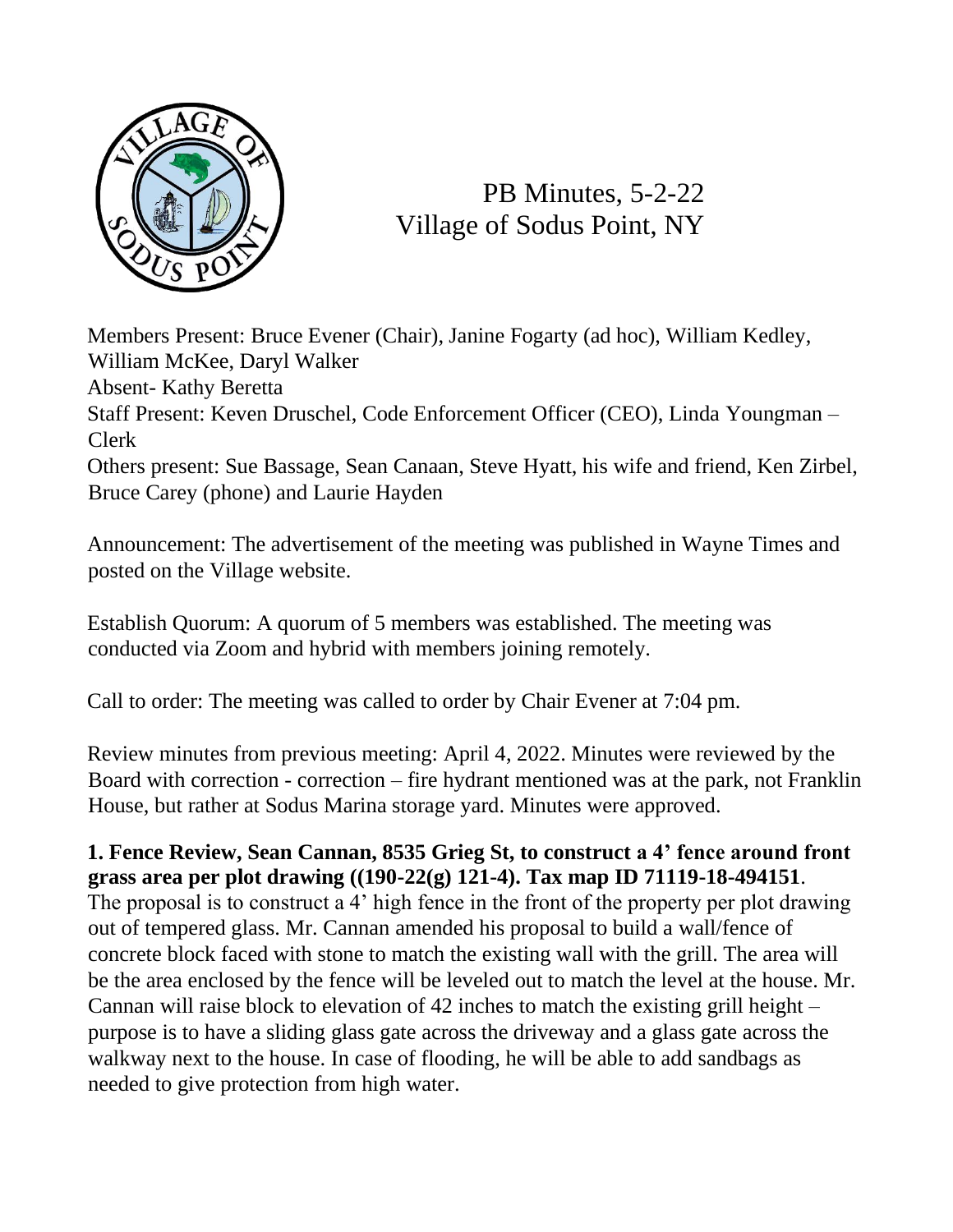# PB Minutes, 5-2-22
## Village of Sodus Point, NY

Members Present: Bruce Evener (Chair), Janine Fogarty (ad hoc), William Kedley, William McKee, Daryl Walker
Absent- Kathy Beretta
Staff Present: Keven Druschel, Code Enforcement Officer (CEO), Linda Youngman – Clerk
Others present: Sue Bassage, Sean Canaan, Steve Hyatt, his wife and friend, Ken Zirbel, Bruce Carey (phone) and Laurie Hayden

Announcement: The advertisement of the meeting was published in Wayne Times and posted on the Village website.

Establish Quorum: A quorum of 5 members was established. The meeting was conducted via Zoom and hybrid with members joining remotely.

Call to order: The meeting was called to order by Chair Evener at 7:04 pm.

Review minutes from previous meeting: April 4, 2022. Minutes were reviewed by the Board with correction - correction – fire hydrant mentioned was at the park, not Franklin House, but rather at Sodus Marina storage yard. Minutes were approved.

**1. Fence Review, Sean Cannan, 8535 Grieg St, to construct a 4' fence around front grass area per plot drawing ((190-22(g) 121-4). Tax map ID 71119-18-494151**.
The proposal is to construct a 4' high fence in the front of the property per plot drawing out of tempered glass. Mr. Cannan amended his proposal to build a wall/fence of concrete block faced with stone to match the existing wall with the grill. The area will be the area enclosed by the fence will be leveled out to match the level at the house. Mr. Cannan will raise block to elevation of 42 inches to match the existing grill height – purpose is to have a sliding glass gate across the driveway and a glass gate across the walkway next to the house. In case of flooding, he will be able to add sandbags as needed to give protection from high water.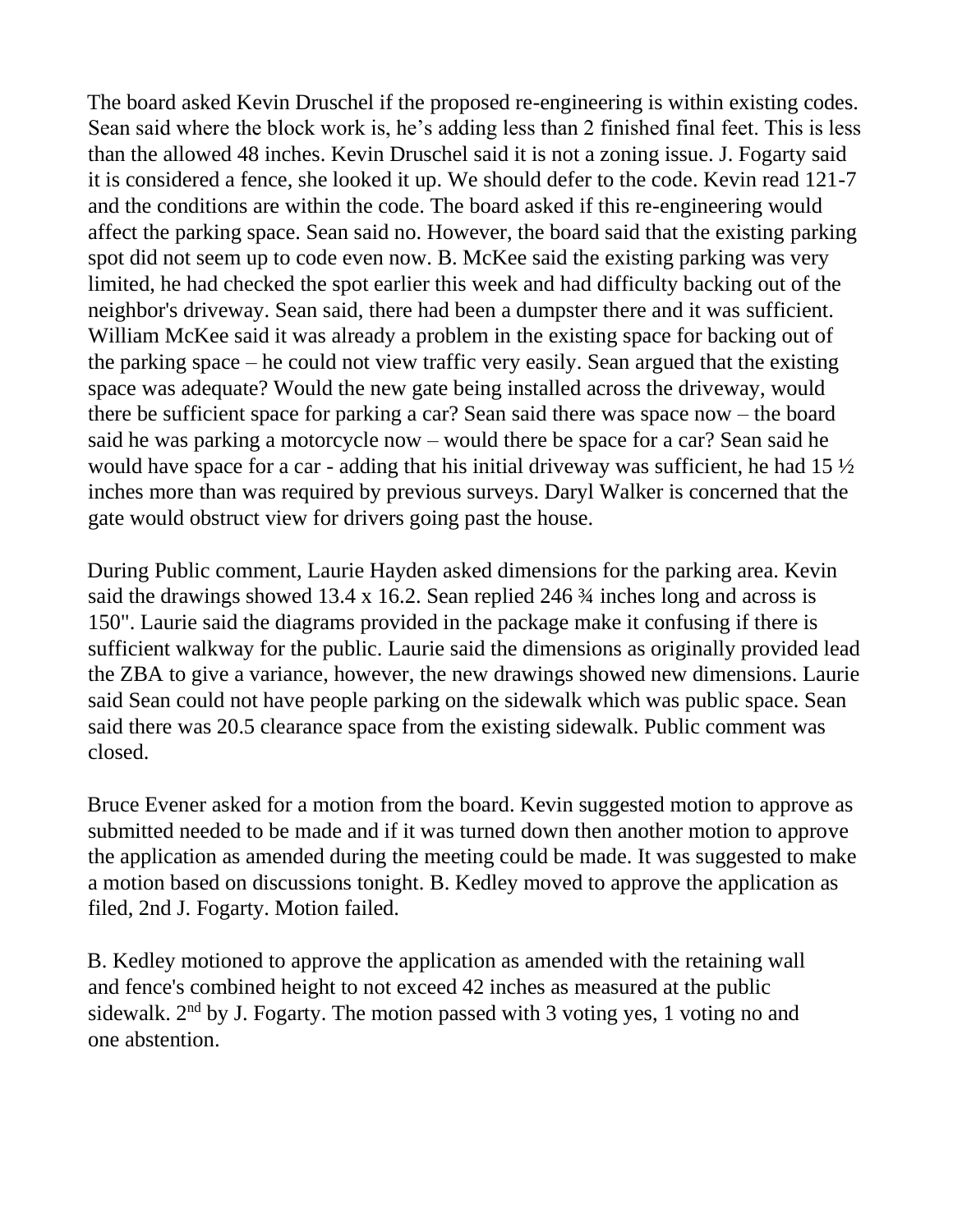The board asked Kevin Druschel if the proposed re-engineering is within existing codes. Sean said where the block work is, he's adding less than 2 finished final feet. This is less than the allowed 48 inches. Kevin Druschel said it is not a zoning issue. J. Fogarty said it is considered a fence, she looked it up. We should defer to the code. Kevin read 121-7 and the conditions are within the code. The board asked if this re-engineering would affect the parking space. Sean said no. However, the board said that the existing parking spot did not seem up to code even now. B. McKee said the existing parking was very limited, he had checked the spot earlier this week and had difficulty backing out of the neighbor's driveway. Sean said, there had been a dumpster there and it was sufficient. William McKee said it was already a problem in the existing space for backing out of the parking space – he could not view traffic very easily. Sean argued that the existing space was adequate? Would the new gate being installed across the driveway, would there be sufficient space for parking a car? Sean said there was space now – the board said he was parking a motorcycle now – would there be space for a car? Sean said he would have space for a car - adding that his initial driveway was sufficient, he had 15 ½ inches more than was required by previous surveys. Daryl Walker is concerned that the gate would obstruct view for drivers going past the house.

During Public comment, Laurie Hayden asked dimensions for the parking area. Kevin said the drawings showed 13.4 x 16.2. Sean replied 246 ¾ inches long and across is 150". Laurie said the diagrams provided in the package make it confusing if there is sufficient walkway for the public. Laurie said the dimensions as originally provided lead the ZBA to give a variance, however, the new drawings showed new dimensions. Laurie said Sean could not have people parking on the sidewalk which was public space. Sean said there was 20.5 clearance space from the existing sidewalk. Public comment was closed.

Bruce Evener asked for a motion from the board. Kevin suggested motion to approve as submitted needed to be made and if it was turned down then another motion to approve the application as amended during the meeting could be made. It was suggested to make a motion based on discussions tonight. B. Kedley moved to approve the application as filed, 2nd J. Fogarty. Motion failed.

B. Kedley motioned to approve the application as amended with the retaining wall and fence's combined height to not exceed 42 inches as measured at the public sidewalk. 2nd by J. Fogarty. The motion passed with 3 voting yes, 1 voting no and one abstention.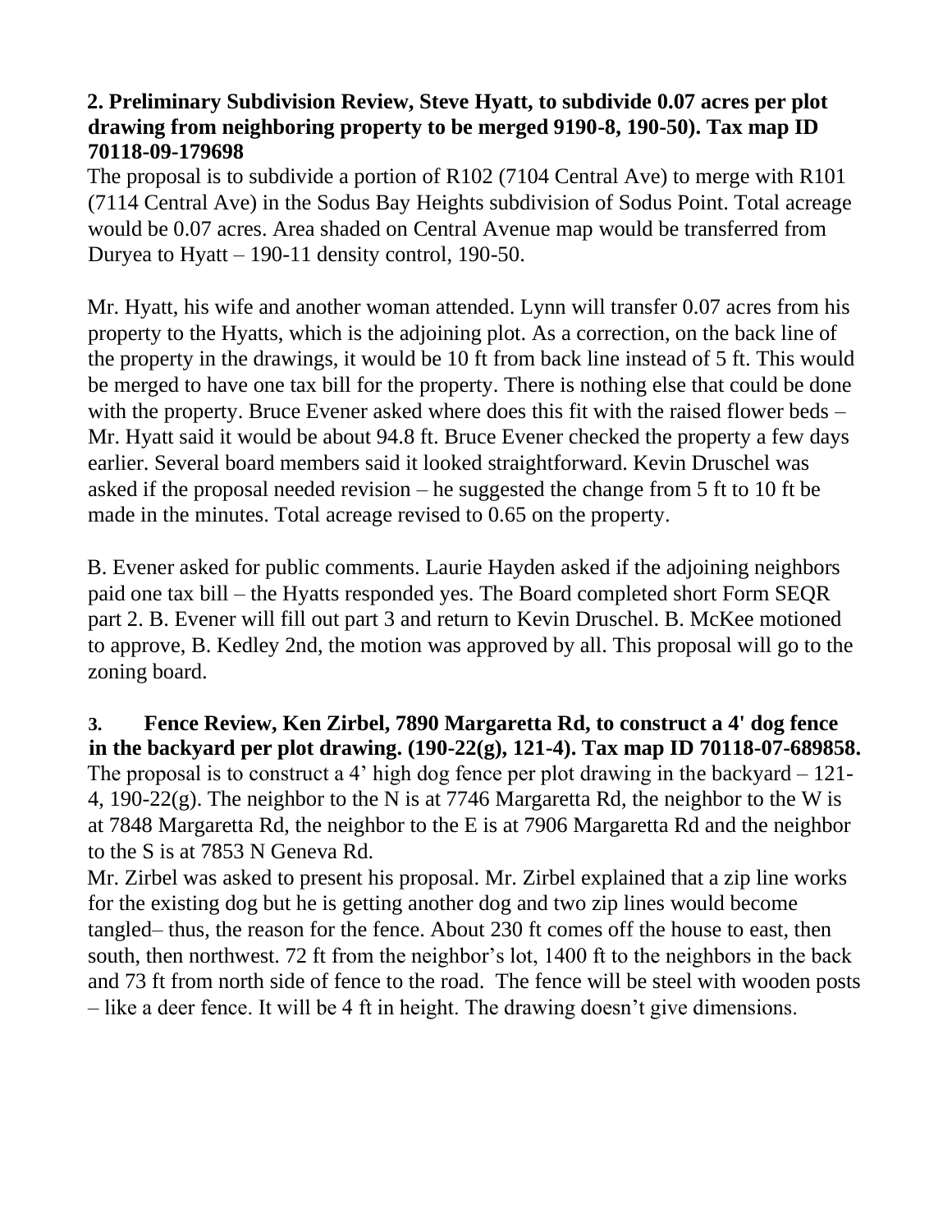**2. Preliminary Subdivision Review, Steve Hyatt, to subdivide 0.07 acres per plot drawing from neighboring property to be merged 9190-8, 190-50). Tax map ID 70118-09-179698**

The proposal is to subdivide a portion of R102 (7104 Central Ave) to merge with R101 (7114 Central Ave) in the Sodus Bay Heights subdivision of Sodus Point. Total acreage would be 0.07 acres. Area shaded on Central Avenue map would be transferred from Duryea to Hyatt – 190-11 density control, 190-50.

Mr. Hyatt, his wife and another woman attended. Lynn will transfer 0.07 acres from his property to the Hyatts, which is the adjoining plot. As a correction, on the back line of the property in the drawings, it would be 10 ft from back line instead of 5 ft. This would be merged to have one tax bill for the property. There is nothing else that could be done with the property. Bruce Evener asked where does this fit with the raised flower beds – Mr. Hyatt said it would be about 94.8 ft. Bruce Evener checked the property a few days earlier. Several board members said it looked straightforward. Kevin Druschel was asked if the proposal needed revision – he suggested the change from 5 ft to 10 ft be made in the minutes. Total acreage revised to 0.65 on the property.

B. Evener asked for public comments. Laurie Hayden asked if the adjoining neighbors paid one tax bill – the Hyatts responded yes. The Board completed short Form SEQR part 2. B. Evener will fill out part 3 and return to Kevin Druschel. B. McKee motioned to approve, B. Kedley 2nd, the motion was approved by all. This proposal will go to the zoning board.

**3. Fence Review, Ken Zirbel, 7890 Margaretta Rd, to construct a 4' dog fence in the backyard per plot drawing. (190-22(g), 121-4). Tax map ID 70118-07-689858.**

The proposal is to construct a 4' high dog fence per plot drawing in the backyard – 121-4, 190-22(g). The neighbor to the N is at 7746 Margaretta Rd, the neighbor to the W is at 7848 Margaretta Rd, the neighbor to the E is at 7906 Margaretta Rd and the neighbor to the S is at 7853 N Geneva Rd.

Mr. Zirbel was asked to present his proposal. Mr. Zirbel explained that a zip line works for the existing dog but he is getting another dog and two zip lines would become tangled– thus, the reason for the fence. About 230 ft comes off the house to east, then south, then northwest. 72 ft from the neighbor's lot, 1400 ft to the neighbors in the back and 73 ft from north side of fence to the road. The fence will be steel with wooden posts – like a deer fence. It will be 4 ft in height. The drawing doesn't give dimensions.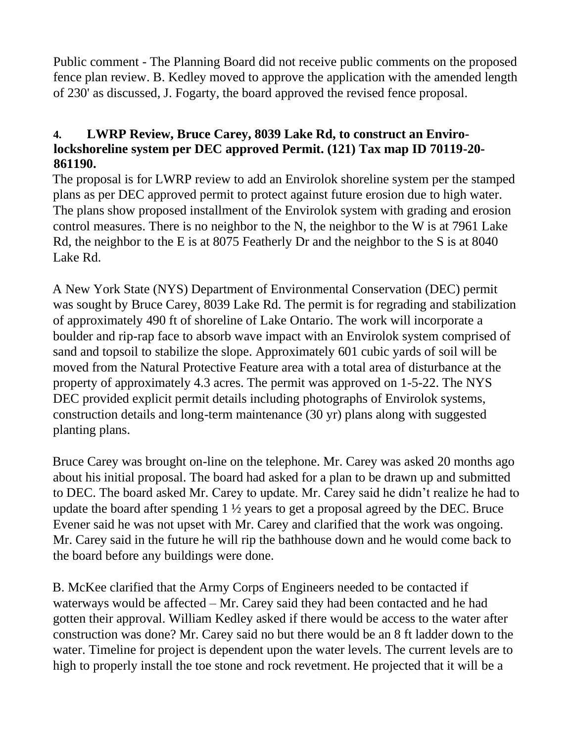Public comment - The Planning Board did not receive public comments on the proposed fence plan review. B. Kedley moved to approve the application with the amended length of 230' as discussed, J. Fogarty, the board approved the revised fence proposal.

**4. LWRP Review, Bruce Carey, 8039 Lake Rd, to construct an Enviro-lockshoreline system per DEC approved Permit. (121) Tax map ID 70119-20-861190.**

The proposal is for LWRP review to add an Envirolok shoreline system per the stamped plans as per DEC approved permit to protect against future erosion due to high water. The plans show proposed installment of the Envirolok system with grading and erosion control measures. There is no neighbor to the N, the neighbor to the W is at 7961 Lake Rd, the neighbor to the E is at 8075 Featherly Dr and the neighbor to the S is at 8040 Lake Rd.

A New York State (NYS) Department of Environmental Conservation (DEC) permit was sought by Bruce Carey, 8039 Lake Rd. The permit is for regrading and stabilization of approximately 490 ft of shoreline of Lake Ontario. The work will incorporate a boulder and rip-rap face to absorb wave impact with an Envirolok system comprised of sand and topsoil to stabilize the slope. Approximately 601 cubic yards of soil will be moved from the Natural Protective Feature area with a total area of disturbance at the property of approximately 4.3 acres. The permit was approved on 1-5-22. The NYS DEC provided explicit permit details including photographs of Envirolok systems, construction details and long-term maintenance (30 yr) plans along with suggested planting plans.

Bruce Carey was brought on-line on the telephone. Mr. Carey was asked 20 months ago about his initial proposal. The board had asked for a plan to be drawn up and submitted to DEC. The board asked Mr. Carey to update. Mr. Carey said he didn't realize he had to update the board after spending 1 ½ years to get a proposal agreed by the DEC. Bruce Evener said he was not upset with Mr. Carey and clarified that the work was ongoing. Mr. Carey said in the future he will rip the bathhouse down and he would come back to the board before any buildings were done.

B. McKee clarified that the Army Corps of Engineers needed to be contacted if waterways would be affected – Mr. Carey said they had been contacted and he had gotten their approval. William Kedley asked if there would be access to the water after construction was done? Mr. Carey said no but there would be an 8 ft ladder down to the water. Timeline for project is dependent upon the water levels. The current levels are to high to properly install the toe stone and rock revetment. He projected that it will be a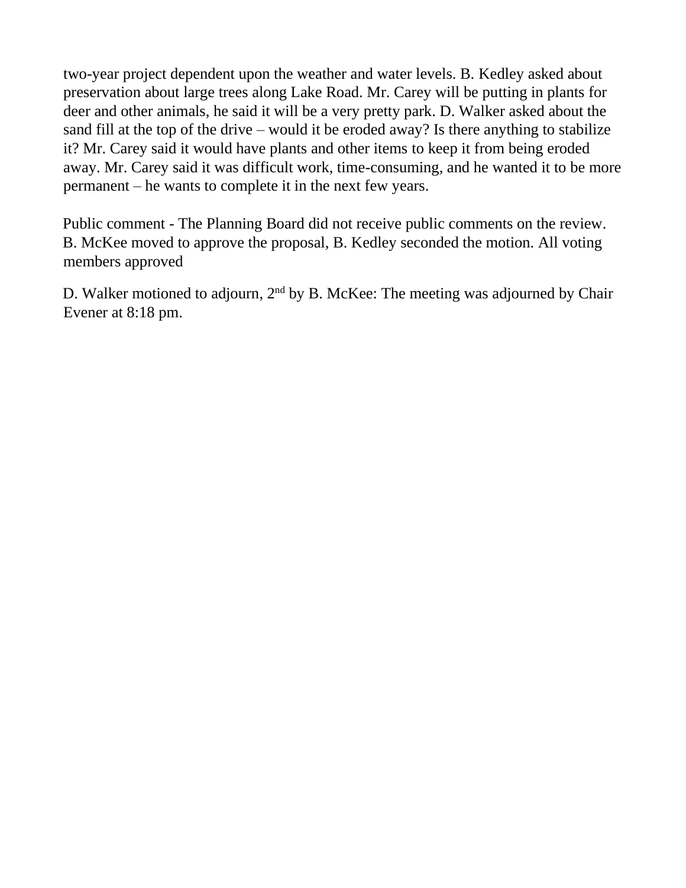two-year project dependent upon the weather and water levels. B. Kedley asked about preservation about large trees along Lake Road. Mr. Carey will be putting in plants for deer and other animals, he said it will be a very pretty park. D. Walker asked about the sand fill at the top of the drive – would it be eroded away? Is there anything to stabilize it? Mr. Carey said it would have plants and other items to keep it from being eroded away. Mr. Carey said it was difficult work, time-consuming, and he wanted it to be more permanent – he wants to complete it in the next few years.

Public comment - The Planning Board did not receive public comments on the review. B. McKee moved to approve the proposal, B. Kedley seconded the motion. All voting members approved

D. Walker motioned to adjourn, 2nd by B. McKee: The meeting was adjourned by Chair Evener at 8:18 pm.